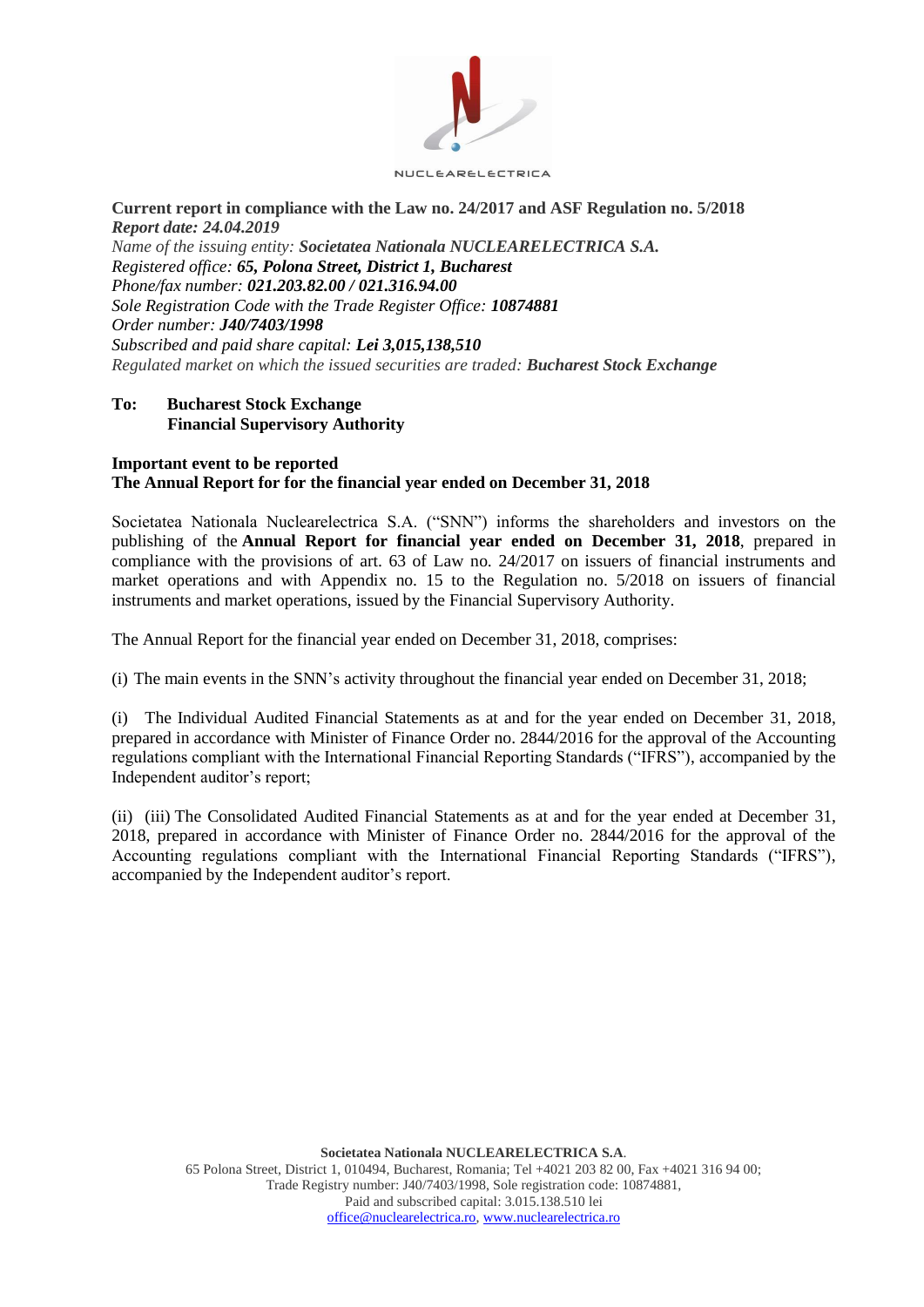NUCLEARELECTRICA

**Current report in compliance with the Law no. 24/2017 and ASF Regulation no. 5/2018**
***Report date: 24.04.2019***
*Name of the issuing entity:* ***Societatea Nationala NUCLEARELECTRICA S.A.***
*Registered office:* ***65, Polona Street, District 1, Bucharest***
*Phone/fax number:* ***021.203.82.00 / 021.316.94.00***
*Sole Registration Code with the Trade Register Office:* ***10874881***
*Order number:* ***J40/7403/1998***
*Subscribed and paid share capital:* ***Lei 3,015,138,510***
*Regulated market on which the issued securities are traded:* ***Bucharest Stock Exchange***

**To: Bucharest Stock Exchange**
**Financial Supervisory Authority**

**Important event to be reported**
**The Annual Report for for the financial year ended on December 31, 2018**

Societatea Nationala Nuclearelectrica S.A. ("SNN") informs the shareholders and investors on the publishing of the **Annual Report for financial year ended on December 31, 2018**, prepared in compliance with the provisions of art. 63 of Law no. 24/2017 on issuers of financial instruments and market operations and with Appendix no. 15 to the Regulation no. 5/2018 on issuers of financial instruments and market operations, issued by the Financial Supervisory Authority.

The Annual Report for the financial year ended on December 31, 2018, comprises:

(i) The main events in the SNN's activity throughout the financial year ended on December 31, 2018;

(i) The Individual Audited Financial Statements as at and for the year ended on December 31, 2018, prepared in accordance with Minister of Finance Order no. 2844/2016 for the approval of the Accounting regulations compliant with the International Financial Reporting Standards ("IFRS"), accompanied by the Independent auditor's report;

(ii) (iii) The Consolidated Audited Financial Statements as at and for the year ended at December 31, 2018, prepared in accordance with Minister of Finance Order no. 2844/2016 for the approval of the Accounting regulations compliant with the International Financial Reporting Standards ("IFRS"), accompanied by the Independent auditor's report.

**Societatea Nationala NUCLEARELECTRICA S.A.**
65 Polona Street, District 1, 010494, Bucharest, Romania; Tel +4021 203 82 00, Fax +4021 316 94 00;
Trade Registry number: J40/7403/1998, Sole registration code: 10874881,
Paid and subscribed capital: 3.015.138.510 lei
office@nuclearelectrica.ro, www.nuclearelectrica.ro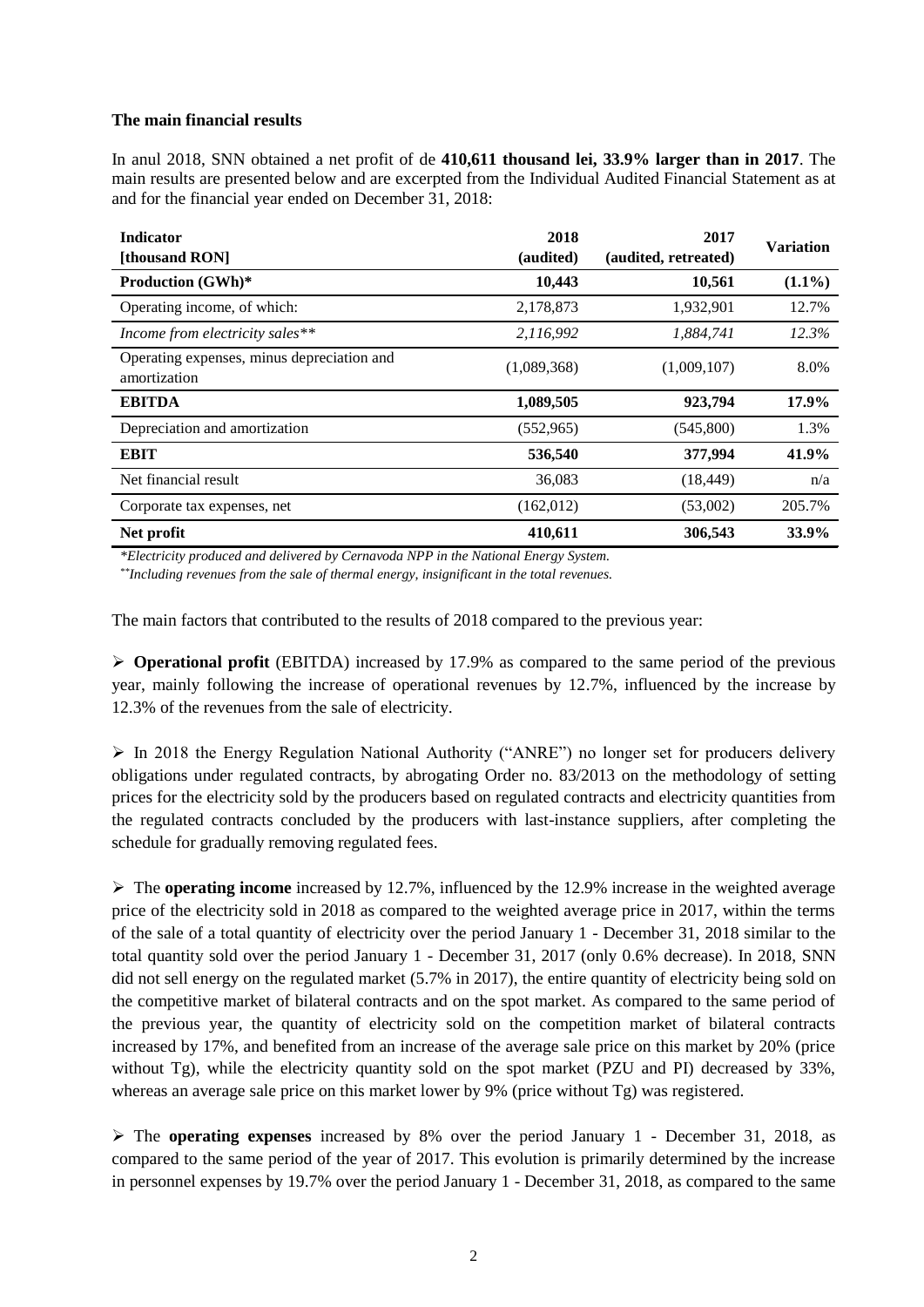**The main financial results**

In anul 2018, SNN obtained a net profit of de **410,611 thousand lei, 33.9% larger than in 2017**. The main results are presented below and are excerpted from the Individual Audited Financial Statement as at and for the financial year ended on December 31, 2018:

| **Indicator [thousand RON]** | **2018 (audited)** | **2017 (audited, retreated)** | **Variation** |
|---|---|---|---|
| **Production (GWh)*** | **10,443** | **10,561** | **(1.1%)** |
| Operating income, of which: | 2,178,873 | 1,932,901 | 12.7% |
| *Income from electricity sales*** | *2,116,992* | *1,884,741* | *12.3%* |
| Operating expenses, minus depreciation and amortization | (1,089,368) | (1,009,107) | 8.0% |
| **EBITDA** | **1,089,505** | **923,794** | **17.9%** |
| Depreciation and amortization | (552,965) | (545,800) | 1.3% |
| **EBIT** | **536,540** | **377,994** | **41.9%** |
| Net financial result | 36,083 | (18,449) | n/a |
| Corporate tax expenses, net | (162,012) | (53,002) | 205.7% |
| **Net profit** | **410,611** | **306,543** | **33.9%** |

*\*Electricity produced and delivered by Cernavoda NPP in the National Energy System.*

*\*\*Including revenues from the sale of thermal energy, insignificant in the total revenues.*

The main factors that contributed to the results of 2018 compared to the previous year:

- **Operational profit** (EBITDA) increased by 17.9% as compared to the same period of the previous year, mainly following the increase of operational revenues by 12.7%, influenced by the increase by 12.3% of the revenues from the sale of electricity.

- In 2018 the Energy Regulation National Authority ("ANRE") no longer set for producers delivery obligations under regulated contracts, by abrogating Order no. 83/2013 on the methodology of setting prices for the electricity sold by the producers based on regulated contracts and electricity quantities from the regulated contracts concluded by the producers with last-instance suppliers, after completing the schedule for gradually removing regulated fees.

- The **operating income** increased by 12.7%, influenced by the 12.9% increase in the weighted average price of the electricity sold in 2018 as compared to the weighted average price in 2017, within the terms of the sale of a total quantity of electricity over the period January 1 - December 31, 2018 similar to the total quantity sold over the period January 1 - December 31, 2017 (only 0.6% decrease). In 2018, SNN did not sell energy on the regulated market (5.7% in 2017), the entire quantity of electricity being sold on the competitive market of bilateral contracts and on the spot market. As compared to the same period of the previous year, the quantity of electricity sold on the competition market of bilateral contracts increased by 17%, and benefited from an increase of the average sale price on this market by 20% (price without Tg), while the electricity quantity sold on the spot market (PZU and PI) decreased by 33%, whereas an average sale price on this market lower by 9% (price without Tg) was registered.

- The **operating expenses** increased by 8% over the period January 1 - December 31, 2018, as compared to the same period of the year of 2017. This evolution is primarily determined by the increase in personnel expenses by 19.7% over the period January 1 - December 31, 2018, as compared to the same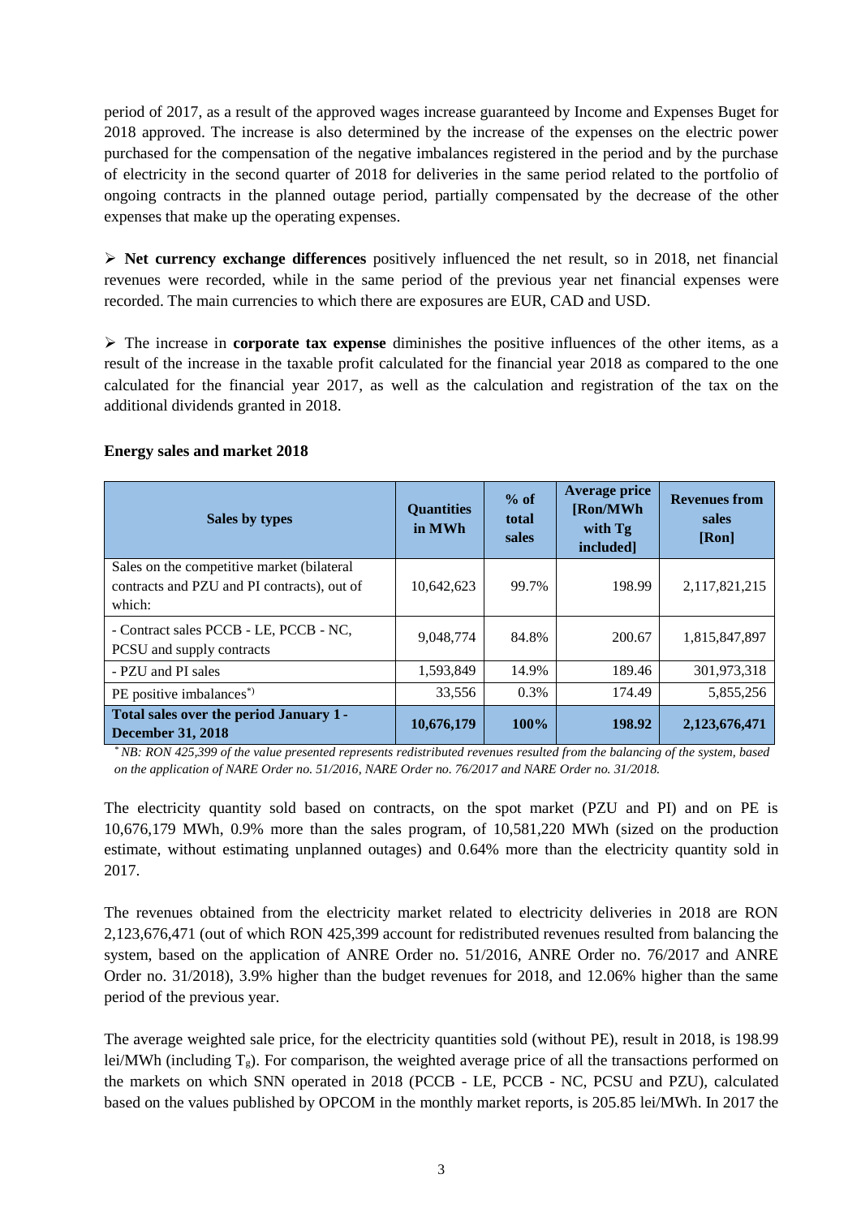period of 2017, as a result of the approved wages increase guaranteed by Income and Expenses Buget for 2018 approved. The increase is also determined by the increase of the expenses on the electric power purchased for the compensation of the negative imbalances registered in the period and by the purchase of electricity in the second quarter of 2018 for deliveries in the same period related to the portfolio of ongoing contracts in the planned outage period, partially compensated by the decrease of the other expenses that make up the operating expenses.

- **Net currency exchange differences** positively influenced the net result, so in 2018, net financial revenues were recorded, while in the same period of the previous year net financial expenses were recorded. The main currencies to which there are exposures are EUR, CAD and USD.

- The increase in **corporate tax expense** diminishes the positive influences of the other items, as a result of the increase in the taxable profit calculated for the financial year 2018 as compared to the one calculated for the financial year 2017, as well as the calculation and registration of the tax on the additional dividends granted in 2018.

**Energy sales and market 2018**

| Sales by types | Quantities in MWh | % of total sales | Average price [Ron/MWh with Tg included] | Revenues from sales [Ron] |
|---|---|---|---|---|
| Sales on the competitive market (bilateral contracts and PZU and PI contracts), out of which: | 10,642,623 | 99.7% | 198.99 | 2,117,821,215 |
| - Contract sales PCCB - LE, PCCB - NC, PCSU and supply contracts | 9,048,774 | 84.8% | 200.67 | 1,815,847,897 |
| - PZU and PI sales | 1,593,849 | 14.9% | 189.46 | 301,973,318 |
| PE positive imbalances*) | 33,556 | 0.3% | 174.49 | 5,855,256 |
| **Total sales over the period January 1 - December 31, 2018** | **10,676,179** | **100%** | **198.92** | **2,123,676,471** |

*\* NB: RON 425,399 of the value presented represents redistributed revenues resulted from the balancing of the system, based on the application of NARE Order no. 51/2016, NARE Order no. 76/2017 and NARE Order no. 31/2018.*

The electricity quantity sold based on contracts, on the spot market (PZU and PI) and on PE is 10,676,179 MWh, 0.9% more than the sales program, of 10,581,220 MWh (sized on the production estimate, without estimating unplanned outages) and 0.64% more than the electricity quantity sold in 2017.

The revenues obtained from the electricity market related to electricity deliveries in 2018 are RON 2,123,676,471 (out of which RON 425,399 account for redistributed revenues resulted from balancing the system, based on the application of ANRE Order no. 51/2016, ANRE Order no. 76/2017 and ANRE Order no. 31/2018), 3.9% higher than the budget revenues for 2018, and 12.06% higher than the same period of the previous year.

The average weighted sale price, for the electricity quantities sold (without PE), result in 2018, is 198.99 lei/MWh (including $T_g$). For comparison, the weighted average price of all the transactions performed on the markets on which SNN operated in 2018 (PCCB - LE, PCCB - NC, PCSU and PZU), calculated based on the values published by OPCOM in the monthly market reports, is 205.85 lei/MWh. In 2017 the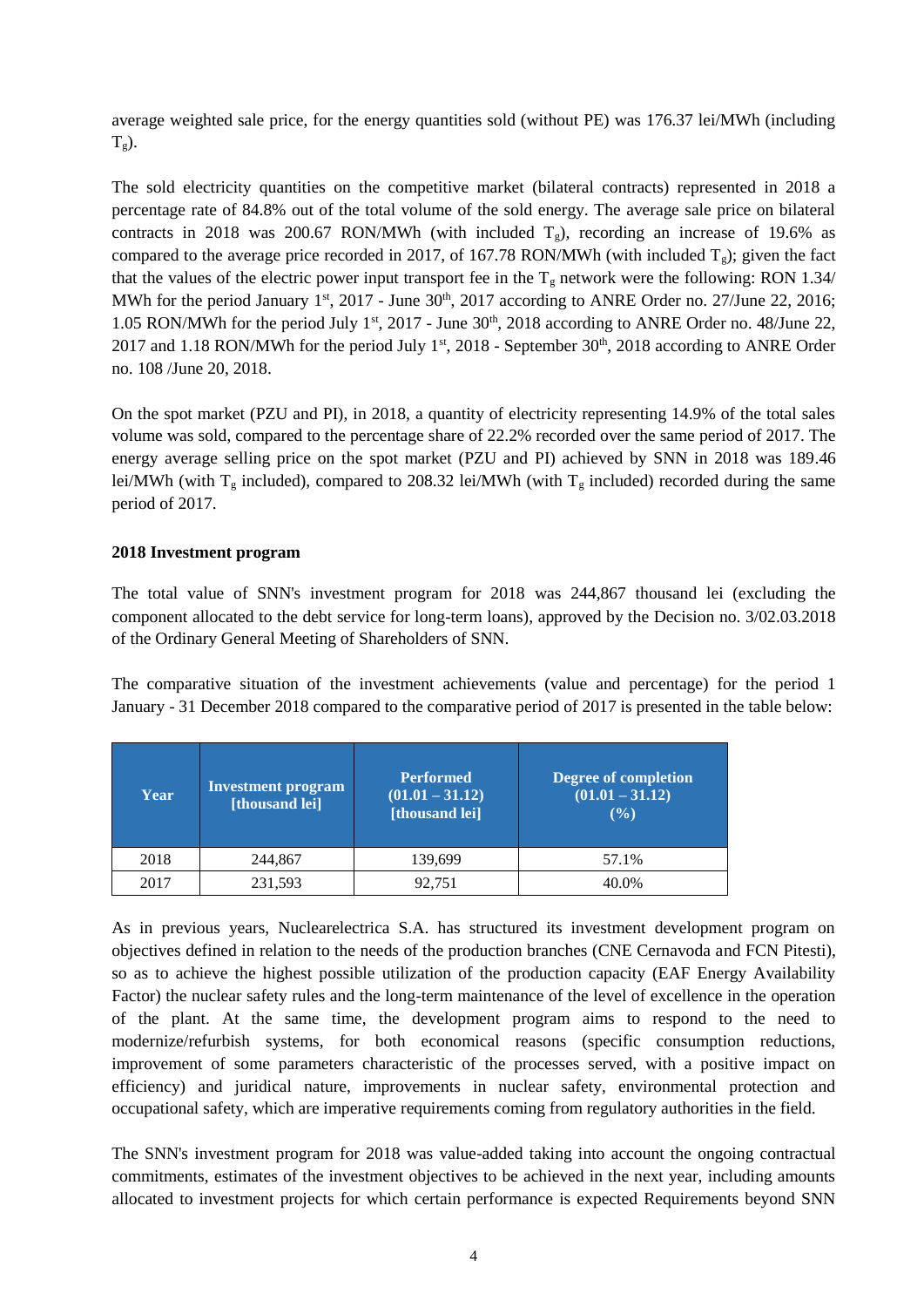average weighted sale price, for the energy quantities sold (without PE) was 176.37 lei/MWh (including $T_g$).

The sold electricity quantities on the competitive market (bilateral contracts) represented in 2018 a percentage rate of 84.8% out of the total volume of the sold energy. The average sale price on bilateral contracts in 2018 was 200.67 RON/MWh (with included $T_g$), recording an increase of 19.6% as compared to the average price recorded in 2017, of 167.78 RON/MWh (with included $T_g$); given the fact that the values of the electric power input transport fee in the $T_g$ network were the following: RON 1.34/ MWh for the period January 1st, 2017 - June 30th, 2017 according to ANRE Order no. 27/June 22, 2016; 1.05 RON/MWh for the period July 1st, 2017 - June 30th, 2018 according to ANRE Order no. 48/June 22, 2017 and 1.18 RON/MWh for the period July 1st, 2018 - September 30th, 2018 according to ANRE Order no. 108 /June 20, 2018.

On the spot market (PZU and PI), in 2018, a quantity of electricity representing 14.9% of the total sales volume was sold, compared to the percentage share of 22.2% recorded over the same period of 2017. The energy average selling price on the spot market (PZU and PI) achieved by SNN in 2018 was 189.46 lei/MWh (with $T_g$ included), compared to 208.32 lei/MWh (with $T_g$ included) recorded during the same period of 2017.

**2018 Investment program**

The total value of SNN's investment program for 2018 was 244,867 thousand lei (excluding the component allocated to the debt service for long-term loans), approved by the Decision no. 3/02.03.2018 of the Ordinary General Meeting of Shareholders of SNN.

The comparative situation of the investment achievements (value and percentage) for the period 1 January - 31 December 2018 compared to the comparative period of 2017 is presented in the table below:

| Year | Investment program [thousand lei] | Performed (01.01 – 31.12) [thousand lei] | Degree of completion (01.01 – 31.12) (%) |
|---|---|---|---|
| 2018 | 244,867 | 139,699 | 57.1% |
| 2017 | 231,593 | 92,751 | 40.0% |

As in previous years, Nuclearelectrica S.A. has structured its investment development program on objectives defined in relation to the needs of the production branches (CNE Cernavoda and FCN Pitesti), so as to achieve the highest possible utilization of the production capacity (EAF Energy Availability Factor) the nuclear safety rules and the long-term maintenance of the level of excellence in the operation of the plant. At the same time, the development program aims to respond to the need to modernize/refurbish systems, for both economical reasons (specific consumption reductions, improvement of some parameters characteristic of the processes served, with a positive impact on efficiency) and juridical nature, improvements in nuclear safety, environmental protection and occupational safety, which are imperative requirements coming from regulatory authorities in the field.

The SNN's investment program for 2018 was value-added taking into account the ongoing contractual commitments, estimates of the investment objectives to be achieved in the next year, including amounts allocated to investment projects for which certain performance is expected Requirements beyond SNN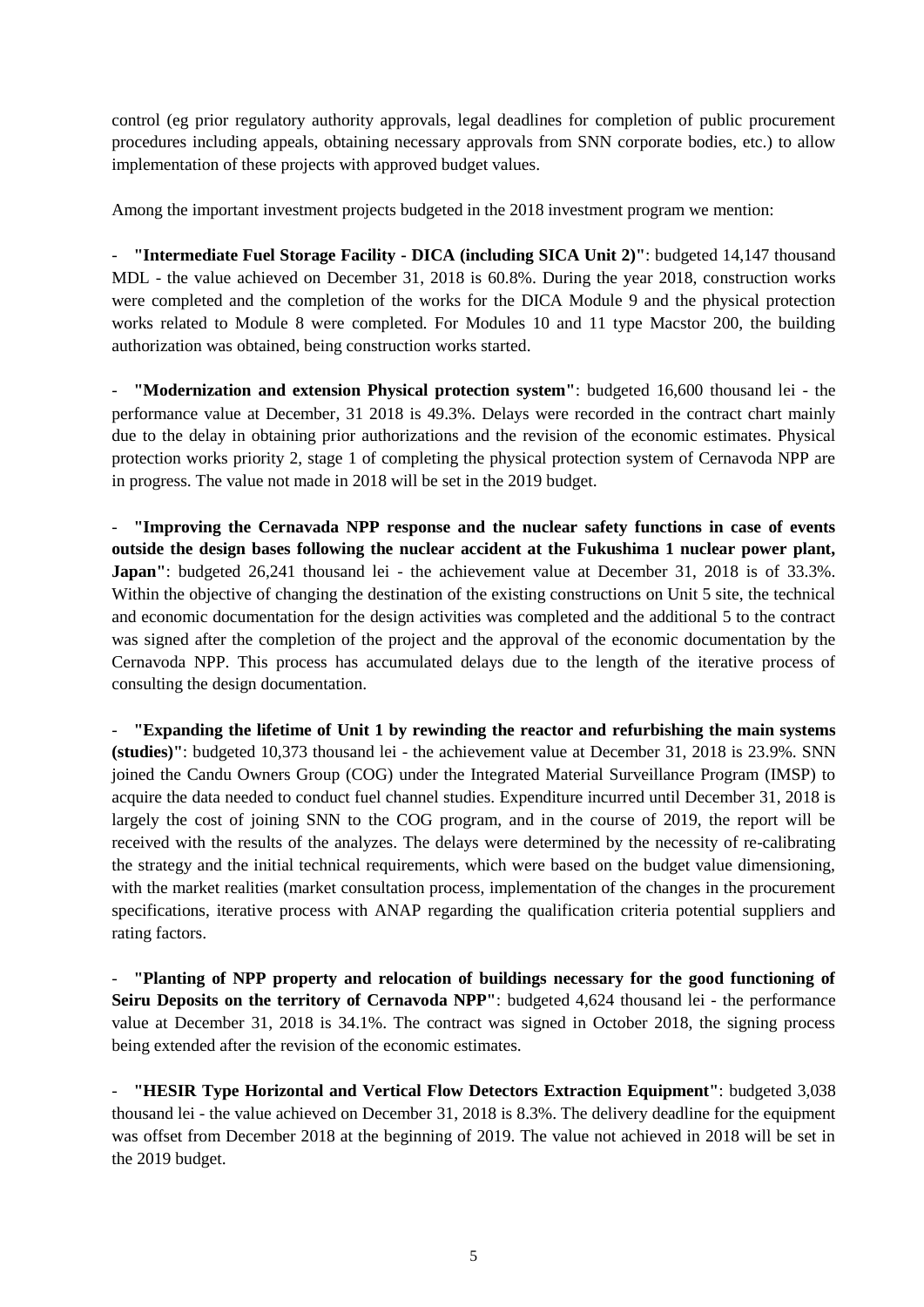control (eg prior regulatory authority approvals, legal deadlines for completion of public procurement procedures including appeals, obtaining necessary approvals from SNN corporate bodies, etc.) to allow implementation of these projects with approved budget values.

Among the important investment projects budgeted in the 2018 investment program we mention:

- **"Intermediate Fuel Storage Facility - DICA (including SICA Unit 2)"**: budgeted 14,147 thousand MDL - the value achieved on December 31, 2018 is 60.8%. During the year 2018, construction works were completed and the completion of the works for the DICA Module 9 and the physical protection works related to Module 8 were completed. For Modules 10 and 11 type Macstor 200, the building authorization was obtained, being construction works started.

- **"Modernization and extension Physical protection system"**: budgeted 16,600 thousand lei - the performance value at December, 31 2018 is 49.3%. Delays were recorded in the contract chart mainly due to the delay in obtaining prior authorizations and the revision of the economic estimates. Physical protection works priority 2, stage 1 of completing the physical protection system of Cernavoda NPP are in progress. The value not made in 2018 will be set in the 2019 budget.

- **"Improving the Cernavada NPP response and the nuclear safety functions in case of events outside the design bases following the nuclear accident at the Fukushima 1 nuclear power plant, Japan"**: budgeted 26,241 thousand lei - the achievement value at December 31, 2018 is of 33.3%. Within the objective of changing the destination of the existing constructions on Unit 5 site, the technical and economic documentation for the design activities was completed and the additional 5 to the contract was signed after the completion of the project and the approval of the economic documentation by the Cernavoda NPP. This process has accumulated delays due to the length of the iterative process of consulting the design documentation.

- **"Expanding the lifetime of Unit 1 by rewinding the reactor and refurbishing the main systems (studies)"**: budgeted 10,373 thousand lei - the achievement value at December 31, 2018 is 23.9%. SNN joined the Candu Owners Group (COG) under the Integrated Material Surveillance Program (IMSP) to acquire the data needed to conduct fuel channel studies. Expenditure incurred until December 31, 2018 is largely the cost of joining SNN to the COG program, and in the course of 2019, the report will be received with the results of the analyzes. The delays were determined by the necessity of re-calibrating the strategy and the initial technical requirements, which were based on the budget value dimensioning, with the market realities (market consultation process, implementation of the changes in the procurement specifications, iterative process with ANAP regarding the qualification criteria potential suppliers and rating factors.

- **"Planting of NPP property and relocation of buildings necessary for the good functioning of Seiru Deposits on the territory of Cernavoda NPP"**: budgeted 4,624 thousand lei - the performance value at December 31, 2018 is 34.1%. The contract was signed in October 2018, the signing process being extended after the revision of the economic estimates.

- **"HESIR Type Horizontal and Vertical Flow Detectors Extraction Equipment"**: budgeted 3,038 thousand lei - the value achieved on December 31, 2018 is 8.3%. The delivery deadline for the equipment was offset from December 2018 at the beginning of 2019. The value not achieved in 2018 will be set in the 2019 budget.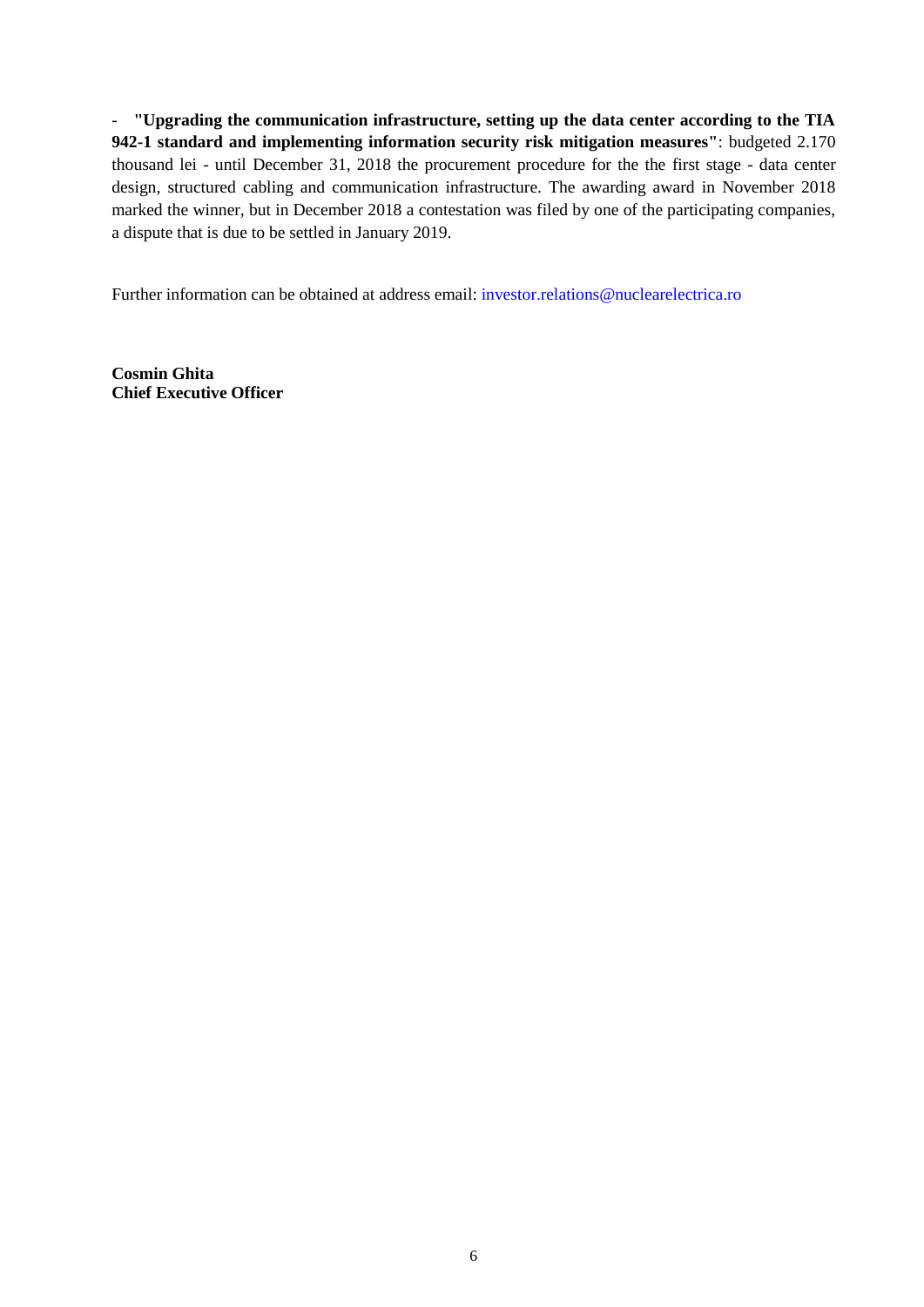- **"Upgrading the communication infrastructure, setting up the data center according to the TIA 942-1 standard and implementing information security risk mitigation measures"**: budgeted 2.170 thousand lei - until December 31, 2018 the procurement procedure for the the first stage - data center design, structured cabling and communication infrastructure. The awarding award in November 2018 marked the winner, but in December 2018 a contestation was filed by one of the participating companies, a dispute that is due to be settled in January 2019.

Further information can be obtained at address email: investor.relations@nuclearelectrica.ro

**Cosmin Ghita**
**Chief Executive Officer**